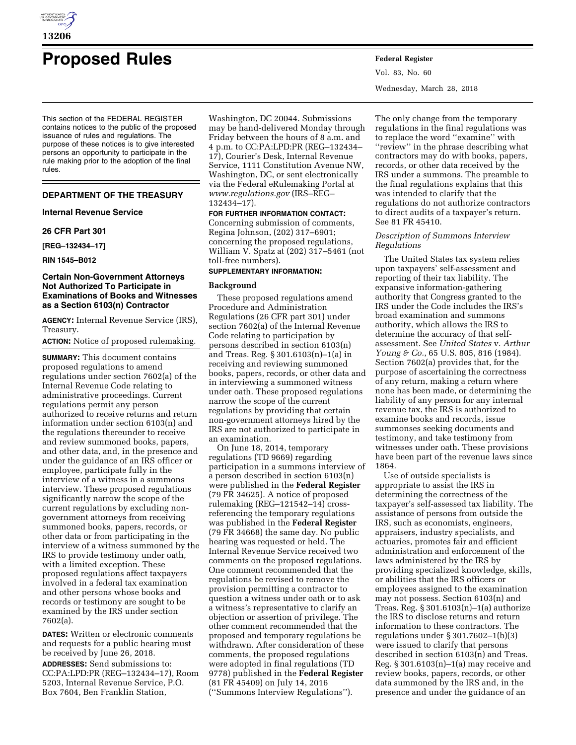# Proposed Rules

This section of the FEDERAL REGISTER contains notices to the public of the proposed issuance of rules and regulations. The purpose of these notices is to give interested persons an opportunity to participate in the rule making prior to the adoption of the final rules.

## DEPARTMENT OF THE TREASURY

### Internal Revenue Service

### 26 CFR Part 301

**[REG–132434–17]**

**RIN 1545–B012**

### Certain Non-Government Attorneys Not Authorized To Participate in Examinations of Books and Witnesses as a Section 6103(n) Contractor

**AGENCY:** Internal Revenue Service (IRS), Treasury.

**ACTION:** Notice of proposed rulemaking.

**SUMMARY:** This document contains proposed regulations to amend regulations under section 7602(a) of the Internal Revenue Code relating to administrative proceedings. Current regulations permit any person authorized to receive returns and return information under section 6103(n) and the regulations thereunder to receive and review summoned books, papers, and other data, and, in the presence and under the guidance of an IRS officer or employee, participate fully in the interview of a witness in a summons interview. These proposed regulations significantly narrow the scope of the current regulations by excluding non-government attorneys from receiving summoned books, papers, records, or other data or from participating in the interview of a witness summoned by the IRS to provide testimony under oath, with a limited exception. These proposed regulations affect taxpayers involved in a federal tax examination and other persons whose books and records or testimony are sought to be examined by the IRS under section 7602(a).

**DATES:** Written or electronic comments and requests for a public hearing must be received by June 26, 2018.

**ADDRESSES:** Send submissions to: CC:PA:LPD:PR (REG–132434–17), Room 5203, Internal Revenue Service, P.O. Box 7604, Ben Franklin Station, Washington, DC 20044. Submissions may be hand-delivered Monday through Friday between the hours of 8 a.m. and 4 p.m. to CC:PA:LPD:PR (REG–132434–17), Courier's Desk, Internal Revenue Service, 1111 Constitution Avenue NW, Washington, DC, or sent electronically via the Federal eRulemaking Portal at *www.regulations.gov* (IRS–REG–132434–17).

**FOR FURTHER INFORMATION CONTACT:** Concerning submission of comments, Regina Johnson, (202) 317–6901; concerning the proposed regulations, William V. Spatz at (202) 317–5461 (not toll-free numbers).

**SUPPLEMENTARY INFORMATION:**

### Background

These proposed regulations amend Procedure and Administration Regulations (26 CFR part 301) under section 7602(a) of the Internal Revenue Code relating to participation by persons described in section 6103(n) and Treas. Reg. § 301.6103(n)–1(a) in receiving and reviewing summoned books, papers, records, or other data and in interviewing a summoned witness under oath. These proposed regulations narrow the scope of the current regulations by providing that certain non-government attorneys hired by the IRS are not authorized to participate in an examination.

On June 18, 2014, temporary regulations (TD 9669) regarding participation in a summons interview of a person described in section 6103(n) were published in the **Federal Register** (79 FR 34625). A notice of proposed rulemaking (REG–121542–14) cross-referencing the temporary regulations was published in the **Federal Register** (79 FR 34668) the same day. No public hearing was requested or held. The Internal Revenue Service received two comments on the proposed regulations. One comment recommended that the regulations be revised to remove the provision permitting a contractor to question a witness under oath or to ask a witness's representative to clarify an objection or assertion of privilege. The other comment recommended that the proposed and temporary regulations be withdrawn. After consideration of these comments, the proposed regulations were adopted in final regulations (TD 9778) published in the **Federal Register** (81 FR 45409) on July 14, 2016 (''Summons Interview Regulations''). The only change from the temporary regulations in the final regulations was to replace the word ''examine'' with ''review'' in the phrase describing what contractors may do with books, papers, records, or other data received by the IRS under a summons. The preamble to the final regulations explains that this was intended to clarify that the regulations do not authorize contractors to direct audits of a taxpayer's return. See 81 FR 45410.

*Description of Summons Interview Regulations*

The United States tax system relies upon taxpayers' self-assessment and reporting of their tax liability. The expansive information-gathering authority that Congress granted to the IRS under the Code includes the IRS's broad examination and summons authority, which allows the IRS to determine the accuracy of that self-assessment. See *United States* v. *Arthur Young & Co.*, 65 U.S. 805, 816 (1984). Section 7602(a) provides that, for the purpose of ascertaining the correctness of any return, making a return where none has been made, or determining the liability of any person for any internal revenue tax, the IRS is authorized to examine books and records, issue summonses seeking documents and testimony, and take testimony from witnesses under oath. These provisions have been part of the revenue laws since 1864.

Use of outside specialists is appropriate to assist the IRS in determining the correctness of the taxpayer's self-assessed tax liability. The assistance of persons from outside the IRS, such as economists, engineers, appraisers, industry specialists, and actuaries, promotes fair and efficient administration and enforcement of the laws administered by the IRS by providing specialized knowledge, skills, or abilities that the IRS officers or employees assigned to the examination may not possess. Section 6103(n) and Treas. Reg. § 301.6103(n)–1(a) authorize the IRS to disclose returns and return information to these contractors. The regulations under § 301.7602–1(b)(3) were issued to clarify that persons described in section 6103(n) and Treas. Reg. § 301.6103(n)–1(a) may receive and review books, papers, records, or other data summoned by the IRS and, in the presence and under the guidance of an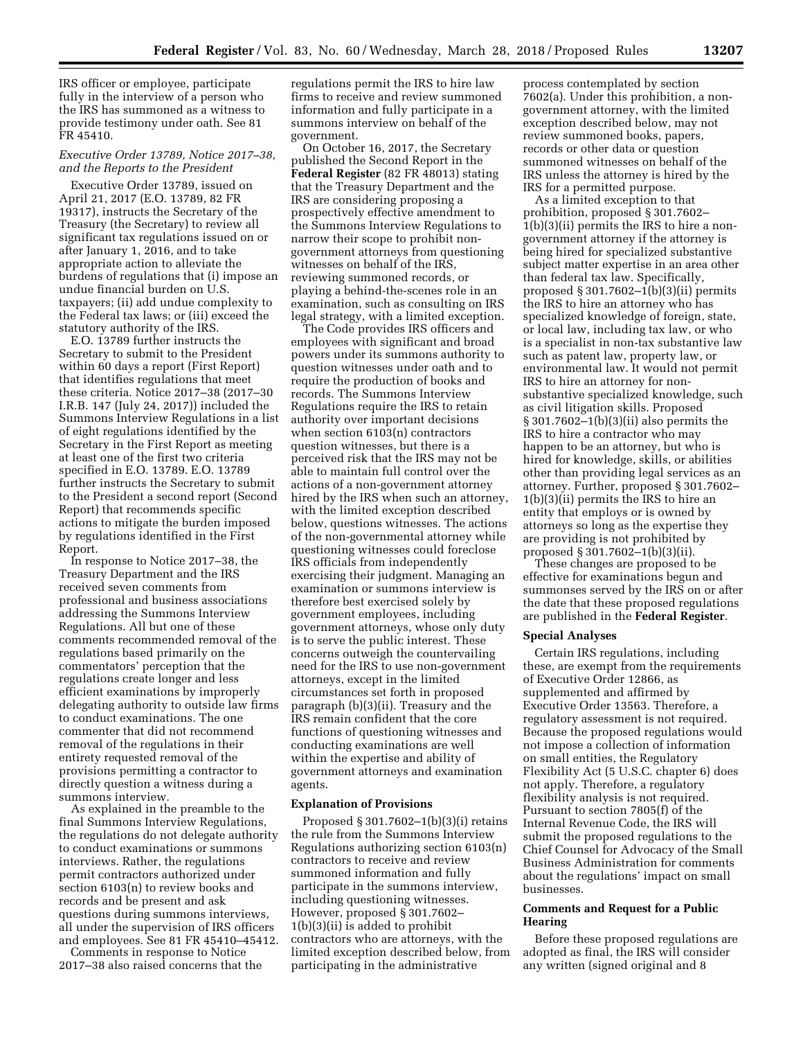IRS officer or employee, participate fully in the interview of a person who the IRS has summoned as a witness to provide testimony under oath. See 81 FR 45410.

### *Executive Order 13789, Notice 2017–38, and the Reports to the President*

Executive Order 13789, issued on April 21, 2017 (E.O. 13789, 82 FR 19317), instructs the Secretary of the Treasury (the Secretary) to review all significant tax regulations issued on or after January 1, 2016, and to take appropriate action to alleviate the burdens of regulations that (i) impose an undue financial burden on U.S. taxpayers; (ii) add undue complexity to the Federal tax laws; or (iii) exceed the statutory authority of the IRS.

E.O. 13789 further instructs the Secretary to submit to the President within 60 days a report (First Report) that identifies regulations that meet these criteria. Notice 2017–38 (2017–30 I.R.B. 147 (July 24, 2017)) included the Summons Interview Regulations in a list of eight regulations identified by the Secretary in the First Report as meeting at least one of the first two criteria specified in E.O. 13789. E.O. 13789 further instructs the Secretary to submit to the President a second report (Second Report) that recommends specific actions to mitigate the burden imposed by regulations identified in the First Report.

In response to Notice 2017–38, the Treasury Department and the IRS received seven comments from professional and business associations addressing the Summons Interview Regulations. All but one of these comments recommended removal of the regulations based primarily on the commentators' perception that the regulations create longer and less efficient examinations by improperly delegating authority to outside law firms to conduct examinations. The one commenter that did not recommend removal of the regulations in their entirety requested removal of the provisions permitting a contractor to directly question a witness during a summons interview.

As explained in the preamble to the final Summons Interview Regulations, the regulations do not delegate authority to conduct examinations or summons interviews. Rather, the regulations permit contractors authorized under section 6103(n) to review books and records and be present and ask questions during summons interviews, all under the supervision of IRS officers and employees. See 81 FR 45410–45412.

Comments in response to Notice 2017–38 also raised concerns that the regulations permit the IRS to hire law firms to receive and review summoned information and fully participate in a summons interview on behalf of the government.

On October 16, 2017, the Secretary published the Second Report in the **Federal Register** (82 FR 48013) stating that the Treasury Department and the IRS are considering proposing a prospectively effective amendment to the Summons Interview Regulations to narrow their scope to prohibit non-government attorneys from questioning witnesses on behalf of the IRS, reviewing summoned records, or playing a behind-the-scenes role in an examination, such as consulting on IRS legal strategy, with a limited exception.

The Code provides IRS officers and employees with significant and broad powers under its summons authority to question witnesses under oath and to require the production of books and records. The Summons Interview Regulations require the IRS to retain authority over important decisions when section 6103(n) contractors question witnesses, but there is a perceived risk that the IRS may not be able to maintain full control over the actions of a non-government attorney hired by the IRS when such an attorney, with the limited exception described below, questions witnesses. The actions of the non-governmental attorney while questioning witnesses could foreclose IRS officials from independently exercising their judgment. Managing an examination or summons interview is therefore best exercised solely by government employees, including government attorneys, whose only duty is to serve the public interest. These concerns outweigh the countervailing need for the IRS to use non-government attorneys, except in the limited circumstances set forth in proposed paragraph (b)(3)(ii). Treasury and the IRS remain confident that the core functions of questioning witnesses and conducting examinations are well within the expertise and ability of government attorneys and examination agents.

## Explanation of Provisions

Proposed § 301.7602–1(b)(3)(i) retains the rule from the Summons Interview Regulations authorizing section 6103(n) contractors to receive and review summoned information and fully participate in the summons interview, including questioning witnesses. However, proposed § 301.7602–1(b)(3)(ii) is added to prohibit contractors who are attorneys, with the limited exception described below, from participating in the administrative process contemplated by section 7602(a). Under this prohibition, a non-government attorney, with the limited exception described below, may not review summoned books, papers, records or other data or question summoned witnesses on behalf of the IRS unless the attorney is hired by the IRS for a permitted purpose.

As a limited exception to that prohibition, proposed § 301.7602–1(b)(3)(ii) permits the IRS to hire a non-government attorney if the attorney is being hired for specialized substantive subject matter expertise in an area other than federal tax law. Specifically, proposed § 301.7602–1(b)(3)(ii) permits the IRS to hire an attorney who has specialized knowledge of foreign, state, or local law, including tax law, or who is a specialist in non-tax substantive law such as patent law, property law, or environmental law. It would not permit IRS to hire an attorney for non-substantive specialized knowledge, such as civil litigation skills. Proposed § 301.7602–1(b)(3)(ii) also permits the IRS to hire a contractor who may happen to be an attorney, but who is hired for knowledge, skills, or abilities other than providing legal services as an attorney. Further, proposed § 301.7602–1(b)(3)(ii) permits the IRS to hire an entity that employs or is owned by attorneys so long as the expertise they are providing is not prohibited by proposed § 301.7602–1(b)(3)(ii).

These changes are proposed to be effective for examinations begun and summonses served by the IRS on or after the date that these proposed regulations are published in the **Federal Register**.

## Special Analyses

Certain IRS regulations, including these, are exempt from the requirements of Executive Order 12866, as supplemented and affirmed by Executive Order 13563. Therefore, a regulatory assessment is not required. Because the proposed regulations would not impose a collection of information on small entities, the Regulatory Flexibility Act (5 U.S.C. chapter 6) does not apply. Therefore, a regulatory flexibility analysis is not required. Pursuant to section 7805(f) of the Internal Revenue Code, the IRS will submit the proposed regulations to the Chief Counsel for Advocacy of the Small Business Administration for comments about the regulations' impact on small businesses.

## Comments and Request for a Public Hearing

Before these proposed regulations are adopted as final, the IRS will consider any written (signed original and 8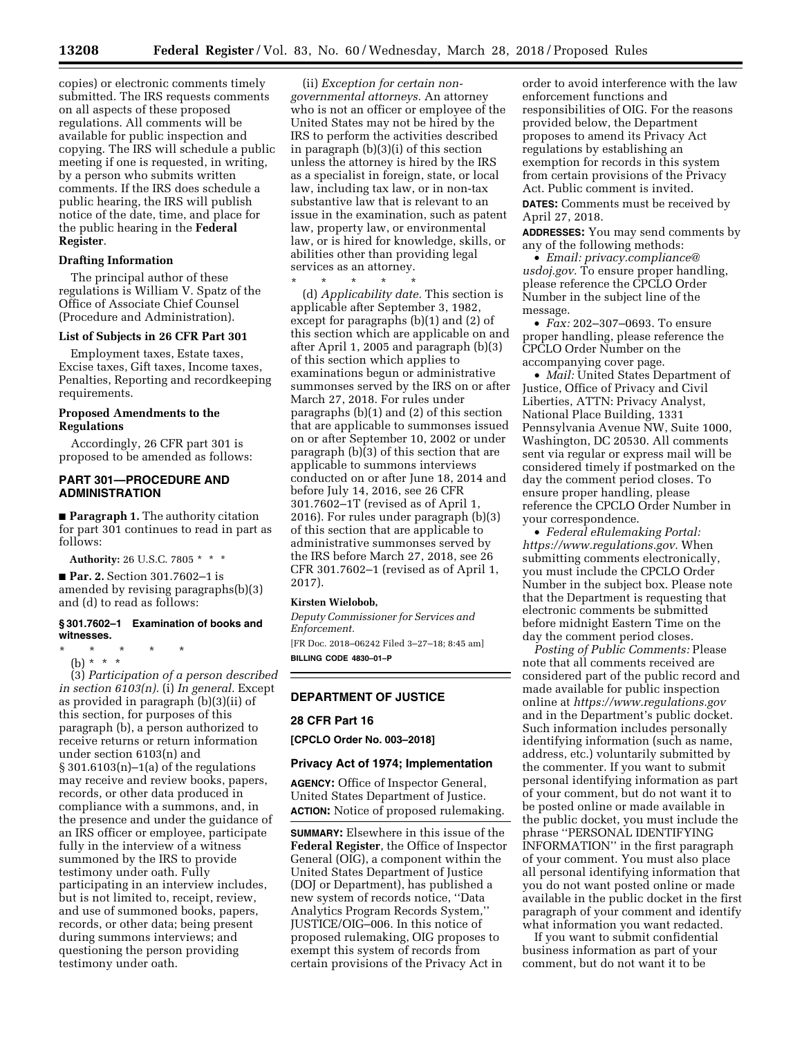copies) or electronic comments timely submitted. The IRS requests comments on all aspects of these proposed regulations. All comments will be available for public inspection and copying. The IRS will schedule a public meeting if one is requested, in writing, by a person who submits written comments. If the IRS does schedule a public hearing, the IRS will publish notice of the date, time, and place for the public hearing in the **Federal Register**.

### Drafting Information

The principal author of these regulations is William V. Spatz of the Office of Associate Chief Counsel (Procedure and Administration).

### List of Subjects in 26 CFR Part 301

Employment taxes, Estate taxes, Excise taxes, Gift taxes, Income taxes, Penalties, Reporting and recordkeeping requirements.

### Proposed Amendments to the Regulations

Accordingly, 26 CFR part 301 is proposed to be amended as follows:

## PART 301—PROCEDURE AND ADMINISTRATION

■ **Paragraph 1.** The authority citation for part 301 continues to read in part as follows:

**Authority:** 26 U.S.C. 7805 * * *

■ **Par. 2.** Section 301.7602–1 is amended by revising paragraphs(b)(3) and (d) to read as follows:

### § 301.7602–1 Examination of books and witnesses.

\* \* \* \* \*

(b) * * *

(3) *Participation of a person described in section 6103(n).* (i) *In general.* Except as provided in paragraph (b)(3)(ii) of this section, for purposes of this paragraph (b), a person authorized to receive returns or return information under section 6103(n) and § 301.6103(n)–1(a) of the regulations may receive and review books, papers, records, or other data produced in compliance with a summons, and, in the presence and under the guidance of an IRS officer or employee, participate fully in the interview of a witness summoned by the IRS to provide testimony under oath. Fully participating in an interview includes, but is not limited to, receipt, review, and use of summoned books, papers, records, or other data; being present during summons interviews; and questioning the person providing testimony under oath.

(ii) *Exception for certain non-governmental attorneys.* An attorney who is not an officer or employee of the United States may not be hired by the IRS to perform the activities described in paragraph (b)(3)(i) of this section unless the attorney is hired by the IRS as a specialist in foreign, state, or local law, including tax law, or in non-tax substantive law that is relevant to an issue in the examination, such as patent law, property law, or environmental law, or is hired for knowledge, skills, or abilities other than providing legal services as an attorney.

\* \* \* \* \*

(d) *Applicability date.* This section is applicable after September 3, 1982, except for paragraphs (b)(1) and (2) of this section which are applicable on and after April 1, 2005 and paragraph (b)(3) of this section which applies to examinations begun or administrative summonses served by the IRS on or after March 27, 2018. For rules under paragraphs (b)(1) and (2) of this section that are applicable to summonses issued on or after September 10, 2002 or under paragraph (b)(3) of this section that are applicable to summons interviews conducted on or after June 18, 2014 and before July 14, 2016, see 26 CFR 301.7602–1T (revised as of April 1, 2016). For rules under paragraph (b)(3) of this section that are applicable to administrative summonses served by the IRS before March 27, 2018, see 26 CFR 301.7602–1 (revised as of April 1, 2017).

**Kirsten Wielobob,**

*Deputy Commissioner for Services and Enforcement.*

[FR Doc. 2018–06242 Filed 3–27–18; 8:45 am]

**BILLING CODE 4830–01–P**

## DEPARTMENT OF JUSTICE

### 28 CFR Part 16

**[CPCLO Order No. 003–2018]**

### Privacy Act of 1974; Implementation

**AGENCY:** Office of Inspector General, United States Department of Justice.

**ACTION:** Notice of proposed rulemaking.

**SUMMARY:** Elsewhere in this issue of the **Federal Register**, the Office of Inspector General (OIG), a component within the United States Department of Justice (DOJ or Department), has published a new system of records notice, ''Data Analytics Program Records System,'' JUSTICE/OIG–006. In this notice of proposed rulemaking, OIG proposes to exempt this system of records from certain provisions of the Privacy Act in order to avoid interference with the law enforcement functions and responsibilities of OIG. For the reasons provided below, the Department proposes to amend its Privacy Act regulations by establishing an exemption for records in this system from certain provisions of the Privacy Act. Public comment is invited.

**DATES:** Comments must be received by April 27, 2018.

**ADDRESSES:** You may send comments by any of the following methods:

- *Email: privacy.compliance@usdoj.gov.* To ensure proper handling, please reference the CPCLO Order Number in the subject line of the message.
- *Fax:* 202–307–0693. To ensure proper handling, please reference the CPCLO Order Number on the accompanying cover page.
- *Mail:* United States Department of Justice, Office of Privacy and Civil Liberties, ATTN: Privacy Analyst, National Place Building, 1331 Pennsylvania Avenue NW, Suite 1000, Washington, DC 20530. All comments sent via regular or express mail will be considered timely if postmarked on the day the comment period closes. To ensure proper handling, please reference the CPCLO Order Number in your correspondence.
- *Federal eRulemaking Portal: https://www.regulations.gov.* When submitting comments electronically, you must include the CPCLO Order Number in the subject box. Please note that the Department is requesting that electronic comments be submitted before midnight Eastern Time on the day the comment period closes.

*Posting of Public Comments:* Please note that all comments received are considered part of the public record and made available for public inspection online at *https://www.regulations.gov* and in the Department's public docket. Such information includes personally identifying information (such as name, address, etc.) voluntarily submitted by the commenter. If you want to submit personal identifying information as part of your comment, but do not want it to be posted online or made available in the public docket, you must include the phrase ''PERSONAL IDENTIFYING INFORMATION'' in the first paragraph of your comment. You must also place all personal identifying information that you do not want posted online or made available in the public docket in the first paragraph of your comment and identify what information you want redacted.

If you want to submit confidential business information as part of your comment, but do not want it to be